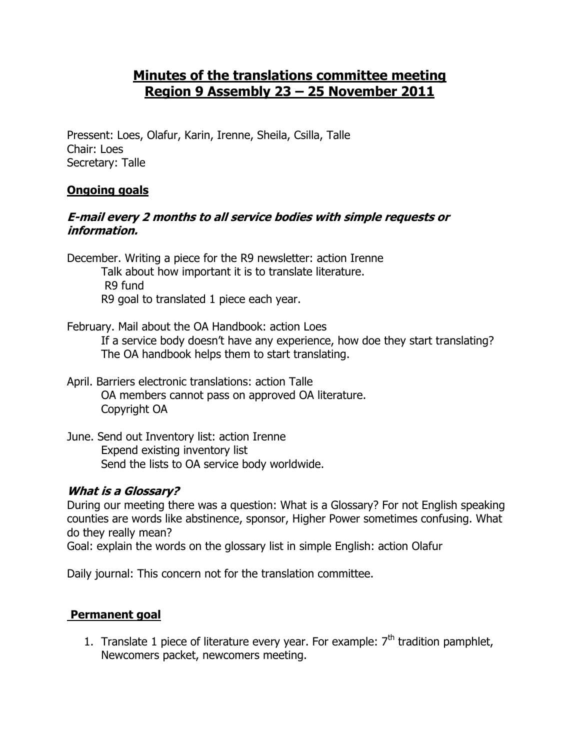# Minutes of the translations committee meeting
# Region 9 Assembly 23 – 25 November 2011

Pressent: Loes, Olafur, Karin, Irenne, Sheila, Csilla, Talle
Chair: Loes
Secretary: Talle

## Ongoing goals

### *E-mail every 2 months to all service bodies with simple requests or information.*

December. Writing a piece for the R9 newsletter: action Irenne
  Talk about how important it is to translate literature.
  R9 fund
  R9 goal to translated 1 piece each year.

February. Mail about the OA Handbook: action Loes
  If a service body doesn't have any experience, how doe they start translating?
  The OA handbook helps them to start translating.

April. Barriers electronic translations: action Talle
  OA members cannot pass on approved OA literature.
  Copyright OA

June. Send out Inventory list: action Irenne
  Expend existing inventory list
  Send the lists to OA service body worldwide.

### *What is a Glossary?*

During our meeting there was a question: What is a Glossary? For not English speaking counties are words like abstinence, sponsor, Higher Power sometimes confusing. What do they really mean?
Goal: explain the words on the glossary list in simple English: action Olafur

Daily journal: This concern not for the translation committee.

## Permanent goal

1. Translate 1 piece of literature every year. For example: 7th tradition pamphlet, Newcomers packet, newcomers meeting.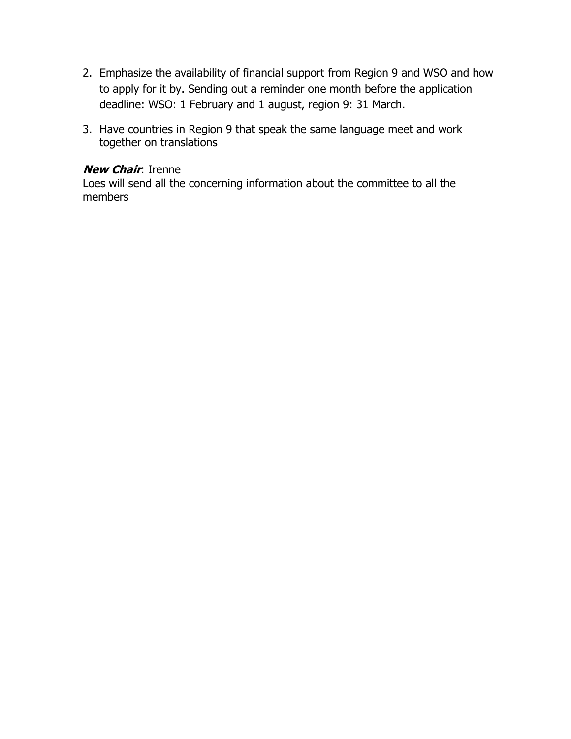2. Emphasize the availability of financial support from Region 9 and WSO and how to apply for it by. Sending out a reminder one month before the application deadline: WSO: 1 February and 1 august, region 9: 31 March.

3. Have countries in Region 9 that speak the same language meet and work together on translations

***New Chair***: Irenne
Loes will send all the concerning information about the committee to all the members